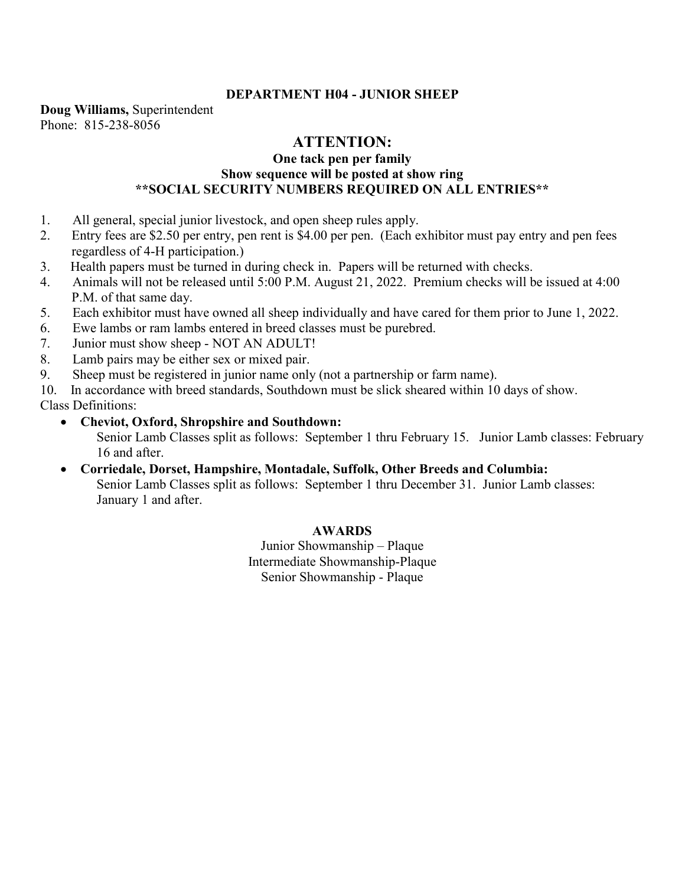## DEPARTMENT H04 - JUNIOR SHEEP

**Doug Williams,** Superintendent
Phone: 815-238-8056

## ATTENTION:

**One tack pen per family**
**Show sequence will be posted at show ring**
****SOCIAL SECURITY NUMBERS REQUIRED ON ALL ENTRIES****

1. All general, special junior livestock, and open sheep rules apply.
2. Entry fees are $2.50 per entry, pen rent is $4.00 per pen. (Each exhibitor must pay entry and pen fees regardless of 4-H participation.)
3. Health papers must be turned in during check in. Papers will be returned with checks.
4. Animals will not be released until 5:00 P.M. August 21, 2022. Premium checks will be issued at 4:00 P.M. of that same day.
5. Each exhibitor must have owned all sheep individually and have cared for them prior to June 1, 2022.
6. Ewe lambs or ram lambs entered in breed classes must be purebred.
7. Junior must show sheep - NOT AN ADULT!
8. Lamb pairs may be either sex or mixed pair.
9. Sheep must be registered in junior name only (not a partnership or farm name).
10. In accordance with breed standards, Southdown must be slick sheared within 10 days of show.

Class Definitions:

- **Cheviot, Oxford, Shropshire and Southdown:**
  Senior Lamb Classes split as follows: September 1 thru February 15. Junior Lamb classes: February 16 and after.
- **Corriedale, Dorset, Hampshire, Montadale, Suffolk, Other Breeds and Columbia:**
  Senior Lamb Classes split as follows: September 1 thru December 31. Junior Lamb classes: January 1 and after.

### AWARDS

Junior Showmanship – Plaque
Intermediate Showmanship-Plaque
Senior Showmanship - Plaque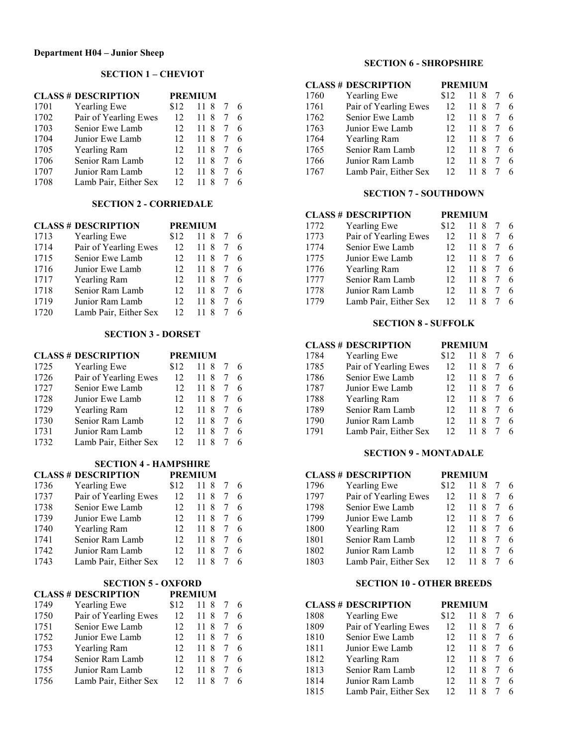**Department H04 – Junior Sheep**

### SECTION 1 – CHEVIOT

| CLASS # | DESCRIPTION | PREMIUM | | | | |
|---|---|---|---|---|---|---|
| 1701 | Yearling Ewe | $12 | 11 | 8 | 7 | 6 |
| 1702 | Pair of Yearling Ewes | 12 | 11 | 8 | 7 | 6 |
| 1703 | Senior Ewe Lamb | 12 | 11 | 8 | 7 | 6 |
| 1704 | Junior Ewe Lamb | 12 | 11 | 8 | 7 | 6 |
| 1705 | Yearling Ram | 12 | 11 | 8 | 7 | 6 |
| 1706 | Senior Ram Lamb | 12 | 11 | 8 | 7 | 6 |
| 1707 | Junior Ram Lamb | 12 | 11 | 8 | 7 | 6 |
| 1708 | Lamb Pair, Either Sex | 12 | 11 | 8 | 7 | 6 |

### SECTION 2 - CORRIEDALE

| CLASS # | DESCRIPTION | PREMIUM | | | | |
|---|---|---|---|---|---|---|
| 1713 | Yearling Ewe | $12 | 11 | 8 | 7 | 6 |
| 1714 | Pair of Yearling Ewes | 12 | 11 | 8 | 7 | 6 |
| 1715 | Senior Ewe Lamb | 12 | 11 | 8 | 7 | 6 |
| 1716 | Junior Ewe Lamb | 12 | 11 | 8 | 7 | 6 |
| 1717 | Yearling Ram | 12 | 11 | 8 | 7 | 6 |
| 1718 | Senior Ram Lamb | 12 | 11 | 8 | 7 | 6 |
| 1719 | Junior Ram Lamb | 12 | 11 | 8 | 7 | 6 |
| 1720 | Lamb Pair, Either Sex | 12 | 11 | 8 | 7 | 6 |

### SECTION 3 - DORSET

| CLASS # | DESCRIPTION | PREMIUM | | | | |
|---|---|---|---|---|---|---|
| 1725 | Yearling Ewe | $12 | 11 | 8 | 7 | 6 |
| 1726 | Pair of Yearling Ewes | 12 | 11 | 8 | 7 | 6 |
| 1727 | Senior Ewe Lamb | 12 | 11 | 8 | 7 | 6 |
| 1728 | Junior Ewe Lamb | 12 | 11 | 8 | 7 | 6 |
| 1729 | Yearling Ram | 12 | 11 | 8 | 7 | 6 |
| 1730 | Senior Ram Lamb | 12 | 11 | 8 | 7 | 6 |
| 1731 | Junior Ram Lamb | 12 | 11 | 8 | 7 | 6 |
| 1732 | Lamb Pair, Either Sex | 12 | 11 | 8 | 7 | 6 |

### SECTION 4 - HAMPSHIRE

| CLASS # | DESCRIPTION | PREMIUM | | | | |
|---|---|---|---|---|---|---|
| 1736 | Yearling Ewe | $12 | 11 | 8 | 7 | 6 |
| 1737 | Pair of Yearling Ewes | 12 | 11 | 8 | 7 | 6 |
| 1738 | Senior Ewe Lamb | 12 | 11 | 8 | 7 | 6 |
| 1739 | Junior Ewe Lamb | 12 | 11 | 8 | 7 | 6 |
| 1740 | Yearling Ram | 12 | 11 | 8 | 7 | 6 |
| 1741 | Senior Ram Lamb | 12 | 11 | 8 | 7 | 6 |
| 1742 | Junior Ram Lamb | 12 | 11 | 8 | 7 | 6 |
| 1743 | Lamb Pair, Either Sex | 12 | 11 | 8 | 7 | 6 |

### SECTION 5 - OXFORD

| CLASS # | DESCRIPTION | PREMIUM | | | | |
|---|---|---|---|---|---|---|
| 1749 | Yearling Ewe | $12 | 11 | 8 | 7 | 6 |
| 1750 | Pair of Yearling Ewes | 12 | 11 | 8 | 7 | 6 |
| 1751 | Senior Ewe Lamb | 12 | 11 | 8 | 7 | 6 |
| 1752 | Junior Ewe Lamb | 12 | 11 | 8 | 7 | 6 |
| 1753 | Yearling Ram | 12 | 11 | 8 | 7 | 6 |
| 1754 | Senior Ram Lamb | 12 | 11 | 8 | 7 | 6 |
| 1755 | Junior Ram Lamb | 12 | 11 | 8 | 7 | 6 |
| 1756 | Lamb Pair, Either Sex | 12 | 11 | 8 | 7 | 6 |

### SECTION 6 - SHROPSHIRE

| CLASS # | DESCRIPTION | PREMIUM | | | | |
|---|---|---|---|---|---|---|
| 1760 | Yearling Ewe | $12 | 11 | 8 | 7 | 6 |
| 1761 | Pair of Yearling Ewes | 12 | 11 | 8 | 7 | 6 |
| 1762 | Senior Ewe Lamb | 12 | 11 | 8 | 7 | 6 |
| 1763 | Junior Ewe Lamb | 12 | 11 | 8 | 7 | 6 |
| 1764 | Yearling Ram | 12 | 11 | 8 | 7 | 6 |
| 1765 | Senior Ram Lamb | 12 | 11 | 8 | 7 | 6 |
| 1766 | Junior Ram Lamb | 12 | 11 | 8 | 7 | 6 |
| 1767 | Lamb Pair, Either Sex | 12 | 11 | 8 | 7 | 6 |

### SECTION 7 - SOUTHDOWN

| CLASS # | DESCRIPTION | PREMIUM | | | | |
|---|---|---|---|---|---|---|
| 1772 | Yearling Ewe | $12 | 11 | 8 | 7 | 6 |
| 1773 | Pair of Yearling Ewes | 12 | 11 | 8 | 7 | 6 |
| 1774 | Senior Ewe Lamb | 12 | 11 | 8 | 7 | 6 |
| 1775 | Junior Ewe Lamb | 12 | 11 | 8 | 7 | 6 |
| 1776 | Yearling Ram | 12 | 11 | 8 | 7 | 6 |
| 1777 | Senior Ram Lamb | 12 | 11 | 8 | 7 | 6 |
| 1778 | Junior Ram Lamb | 12 | 11 | 8 | 7 | 6 |
| 1779 | Lamb Pair, Either Sex | 12 | 11 | 8 | 7 | 6 |

### SECTION 8 - SUFFOLK

| CLASS # | DESCRIPTION | PREMIUM | | | | |
|---|---|---|---|---|---|---|
| 1784 | Yearling Ewe | $12 | 11 | 8 | 7 | 6 |
| 1785 | Pair of Yearling Ewes | 12 | 11 | 8 | 7 | 6 |
| 1786 | Senior Ewe Lamb | 12 | 11 | 8 | 7 | 6 |
| 1787 | Junior Ewe Lamb | 12 | 11 | 8 | 7 | 6 |
| 1788 | Yearling Ram | 12 | 11 | 8 | 7 | 6 |
| 1789 | Senior Ram Lamb | 12 | 11 | 8 | 7 | 6 |
| 1790 | Junior Ram Lamb | 12 | 11 | 8 | 7 | 6 |
| 1791 | Lamb Pair, Either Sex | 12 | 11 | 8 | 7 | 6 |

### SECTION 9 - MONTADALE

| CLASS # | DESCRIPTION | PREMIUM | | | | |
|---|---|---|---|---|---|---|
| 1796 | Yearling Ewe | $12 | 11 | 8 | 7 | 6 |
| 1797 | Pair of Yearling Ewes | 12 | 11 | 8 | 7 | 6 |
| 1798 | Senior Ewe Lamb | 12 | 11 | 8 | 7 | 6 |
| 1799 | Junior Ewe Lamb | 12 | 11 | 8 | 7 | 6 |
| 1800 | Yearling Ram | 12 | 11 | 8 | 7 | 6 |
| 1801 | Senior Ram Lamb | 12 | 11 | 8 | 7 | 6 |
| 1802 | Junior Ram Lamb | 12 | 11 | 8 | 7 | 6 |
| 1803 | Lamb Pair, Either Sex | 12 | 11 | 8 | 7 | 6 |

### SECTION 10 - OTHER BREEDS

| CLASS # | DESCRIPTION | PREMIUM | | | | |
|---|---|---|---|---|---|---|
| 1808 | Yearling Ewe | $12 | 11 | 8 | 7 | 6 |
| 1809 | Pair of Yearling Ewes | 12 | 11 | 8 | 7 | 6 |
| 1810 | Senior Ewe Lamb | 12 | 11 | 8 | 7 | 6 |
| 1811 | Junior Ewe Lamb | 12 | 11 | 8 | 7 | 6 |
| 1812 | Yearling Ram | 12 | 11 | 8 | 7 | 6 |
| 1813 | Senior Ram Lamb | 12 | 11 | 8 | 7 | 6 |
| 1814 | Junior Ram Lamb | 12 | 11 | 8 | 7 | 6 |
| 1815 | Lamb Pair, Either Sex | 12 | 11 | 8 | 7 | 6 |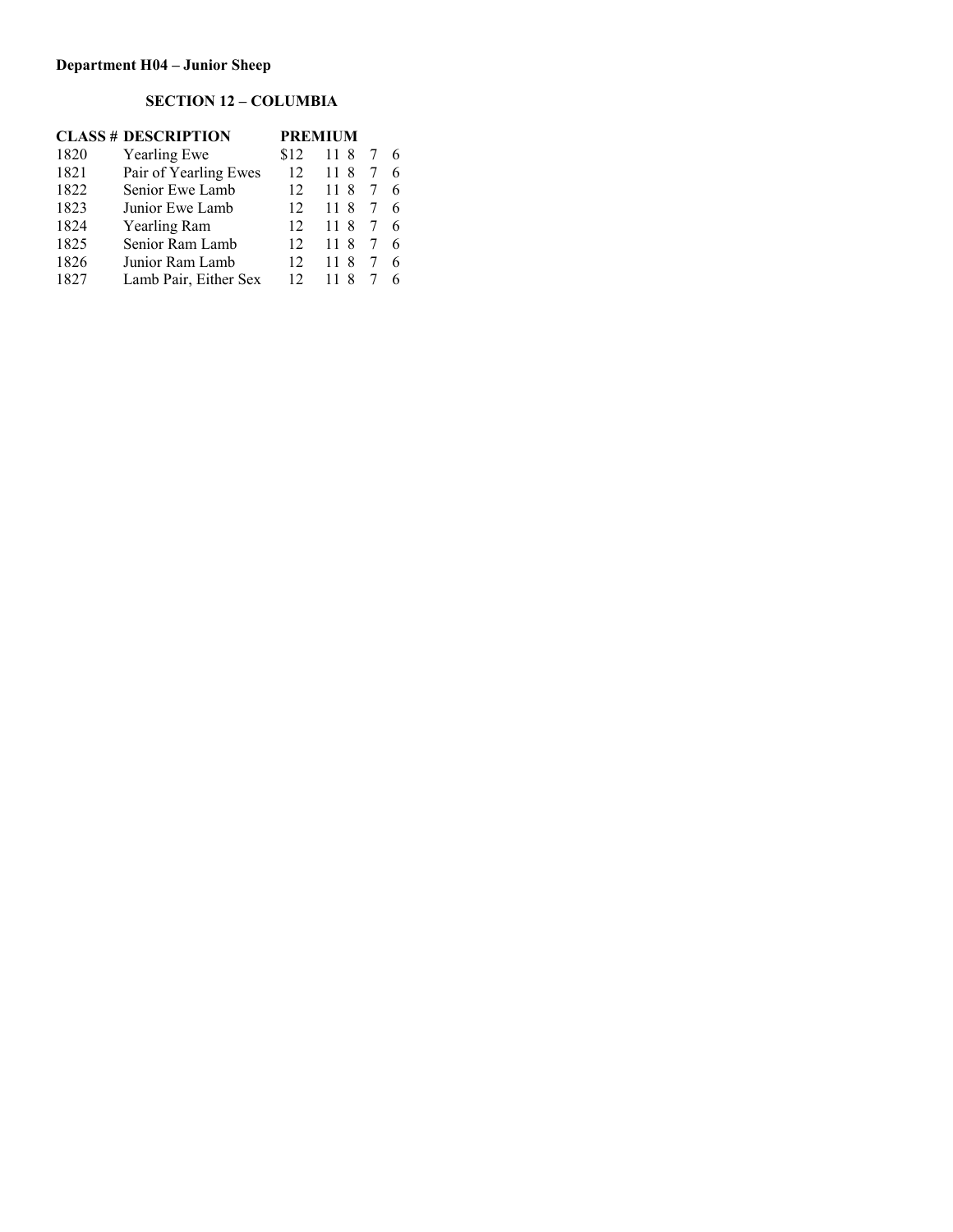**Department H04 – Junior Sheep**

## SECTION 12 – COLUMBIA

| CLASS # | DESCRIPTION | PREMIUM | | | | |
|---|---|---|---|---|---|---|
| 1820 | Yearling Ewe | $12 | 11 | 8 | 7 | 6 |
| 1821 | Pair of Yearling Ewes | 12 | 11 | 8 | 7 | 6 |
| 1822 | Senior Ewe Lamb | 12 | 11 | 8 | 7 | 6 |
| 1823 | Junior Ewe Lamb | 12 | 11 | 8 | 7 | 6 |
| 1824 | Yearling Ram | 12 | 11 | 8 | 7 | 6 |
| 1825 | Senior Ram Lamb | 12 | 11 | 8 | 7 | 6 |
| 1826 | Junior Ram Lamb | 12 | 11 | 8 | 7 | 6 |
| 1827 | Lamb Pair, Either Sex | 12 | 11 | 8 | 7 | 6 |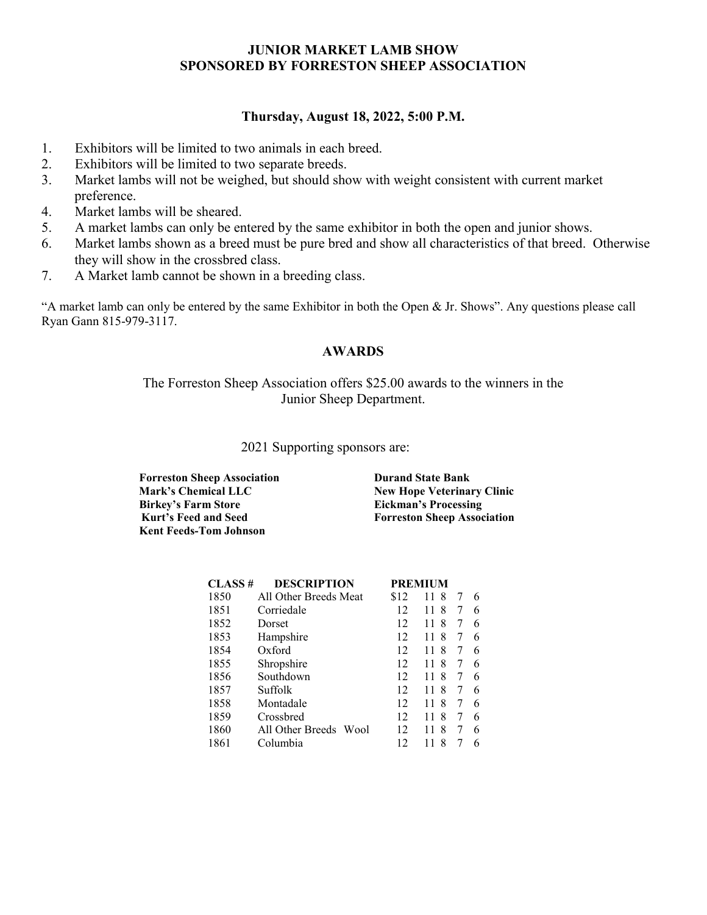# JUNIOR MARKET LAMB SHOW
# SPONSORED BY FORRESTON SHEEP ASSOCIATION

### Thursday, August 18, 2022, 5:00 P.M.

1. Exhibitors will be limited to two animals in each breed.
2. Exhibitors will be limited to two separate breeds.
3. Market lambs will not be weighed, but should show with weight consistent with current market preference.
4. Market lambs will be sheared.
5. A market lambs can only be entered by the same exhibitor in both the open and junior shows.
6. Market lambs shown as a breed must be pure bred and show all characteristics of that breed. Otherwise they will show in the crossbred class.
7. A Market lamb cannot be shown in a breeding class.

"A market lamb can only be entered by the same Exhibitor in both the Open & Jr. Shows". Any questions please call Ryan Gann 815-979-3117.

## AWARDS

The Forreston Sheep Association offers $25.00 awards to the winners in the Junior Sheep Department.

2021 Supporting sponsors are:

**Forreston Sheep Association**
**Mark's Chemical LLC**
**Birkey's Farm Store**
**Kurt's Feed and Seed**
**Kent Feeds-Tom Johnson**
**Durand State Bank**
**New Hope Veterinary Clinic**
**Eickman's Processing**
**Forreston Sheep Association**

| CLASS # | DESCRIPTION | PREMIUM | | | | |
|---|---|---|---|---|---|---|
| 1850 | All Other Breeds Meat | $12 | 11 | 8 | 7 | 6 |
| 1851 | Corriedale | 12 | 11 | 8 | 7 | 6 |
| 1852 | Dorset | 12 | 11 | 8 | 7 | 6 |
| 1853 | Hampshire | 12 | 11 | 8 | 7 | 6 |
| 1854 | Oxford | 12 | 11 | 8 | 7 | 6 |
| 1855 | Shropshire | 12 | 11 | 8 | 7 | 6 |
| 1856 | Southdown | 12 | 11 | 8 | 7 | 6 |
| 1857 | Suffolk | 12 | 11 | 8 | 7 | 6 |
| 1858 | Montadale | 12 | 11 | 8 | 7 | 6 |
| 1859 | Crossbred | 12 | 11 | 8 | 7 | 6 |
| 1860 | All Other Breeds Wool | 12 | 11 | 8 | 7 | 6 |
| 1861 | Columbia | 12 | 11 | 8 | 7 | 6 |